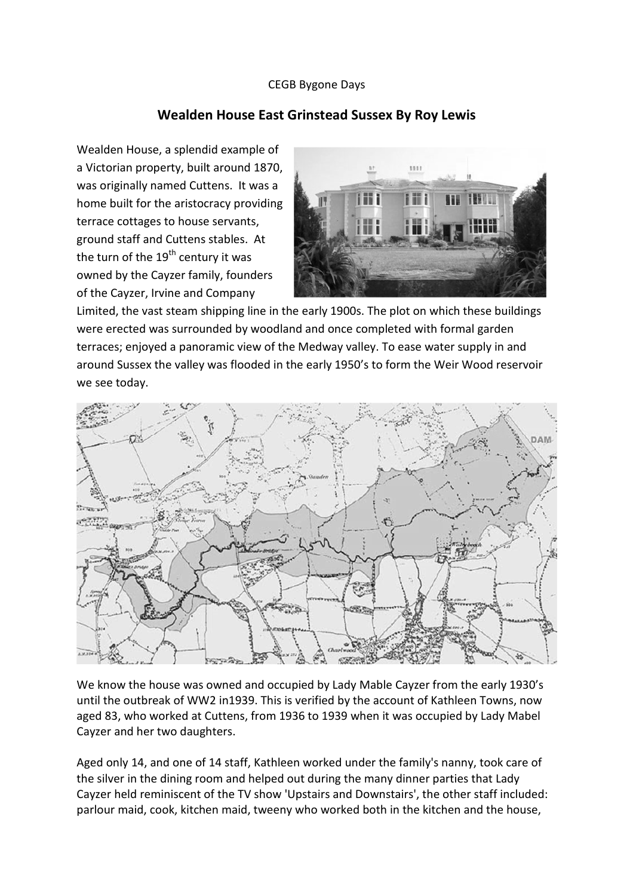CEGB Bygone Days

# Wealden House East Grinstead Sussex By Roy Lewis

Wealden House, a splendid example of a Victorian property, built around 1870, was originally named Cuttens. It was a home built for the aristocracy providing terrace cottages to house servants, ground staff and Cuttens stables. At the turn of the 19th century it was owned by the Cayzer family, founders of the Cayzer, Irvine and Company Limited, the vast steam shipping line in the early 1900s. The plot on which these buildings were erected was surrounded by woodland and once completed with formal garden terraces; enjoyed a panoramic view of the Medway valley. To ease water supply in and around Sussex the valley was flooded in the early 1950's to form the Weir Wood reservoir we see today.

We know the house was owned and occupied by Lady Mable Cayzer from the early 1930's until the outbreak of WW2 in1939. This is verified by the account of Kathleen Towns, now aged 83, who worked at Cuttens, from 1936 to 1939 when it was occupied by Lady Mabel Cayzer and her two daughters.

Aged only 14, and one of 14 staff, Kathleen worked under the family's nanny, took care of the silver in the dining room and helped out during the many dinner parties that Lady Cayzer held reminiscent of the TV show 'Upstairs and Downstairs', the other staff included: parlour maid, cook, kitchen maid, tweeny who worked both in the kitchen and the house,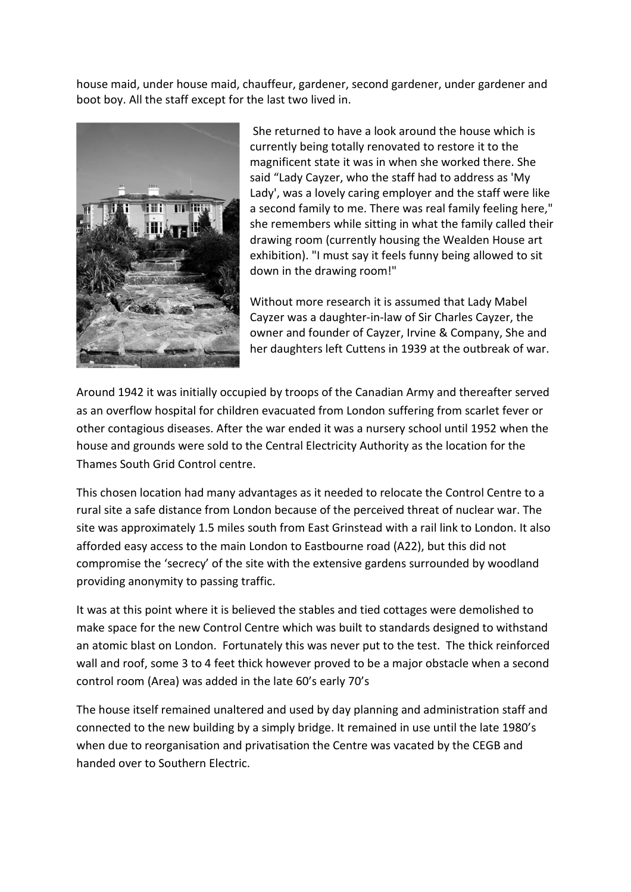house maid, under house maid, chauffeur, gardener, second gardener, under gardener and boot boy. All the staff except for the last two lived in.

She returned to have a look around the house which is currently being totally renovated to restore it to the magnificent state it was in when she worked there. She said "Lady Cayzer, who the staff had to address as 'My Lady', was a lovely caring employer and the staff were like a second family to me. There was real family feeling here," she remembers while sitting in what the family called their drawing room (currently housing the Wealden House art exhibition). "I must say it feels funny being allowed to sit down in the drawing room!"

Without more research it is assumed that Lady Mabel Cayzer was a daughter-in-law of Sir Charles Cayzer, the owner and founder of Cayzer, Irvine & Company, She and her daughters left Cuttens in 1939 at the outbreak of war.

Around 1942 it was initially occupied by troops of the Canadian Army and thereafter served as an overflow hospital for children evacuated from London suffering from scarlet fever or other contagious diseases. After the war ended it was a nursery school until 1952 when the house and grounds were sold to the Central Electricity Authority as the location for the Thames South Grid Control centre.

This chosen location had many advantages as it needed to relocate the Control Centre to a rural site a safe distance from London because of the perceived threat of nuclear war. The site was approximately 1.5 miles south from East Grinstead with a rail link to London. It also afforded easy access to the main London to Eastbourne road (A22), but this did not compromise the 'secrecy' of the site with the extensive gardens surrounded by woodland providing anonymity to passing traffic.

It was at this point where it is believed the stables and tied cottages were demolished to make space for the new Control Centre which was built to standards designed to withstand an atomic blast on London. Fortunately this was never put to the test. The thick reinforced wall and roof, some 3 to 4 feet thick however proved to be a major obstacle when a second control room (Area) was added in the late 60's early 70's

The house itself remained unaltered and used by day planning and administration staff and connected to the new building by a simply bridge. It remained in use until the late 1980's when due to reorganisation and privatisation the Centre was vacated by the CEGB and handed over to Southern Electric.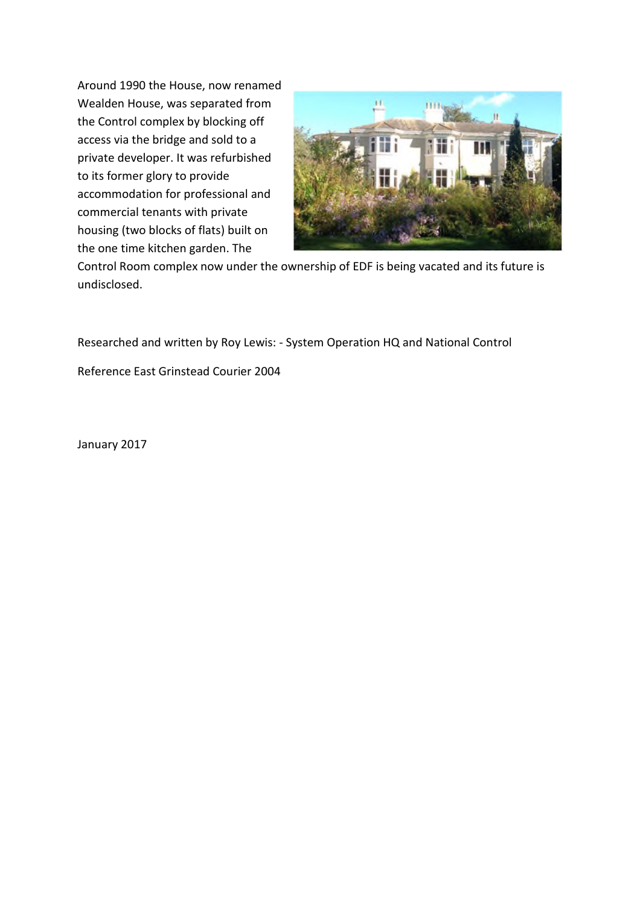Around 1990 the House, now renamed Wealden House, was separated from the Control complex by blocking off access via the bridge and sold to a private developer. It was refurbished to its former glory to provide accommodation for professional and commercial tenants with private housing (two blocks of flats) built on the one time kitchen garden. The Control Room complex now under the ownership of EDF is being vacated and its future is undisclosed.

Researched and written by Roy Lewis: - System Operation HQ and National Control

Reference East Grinstead Courier 2004

January 2017